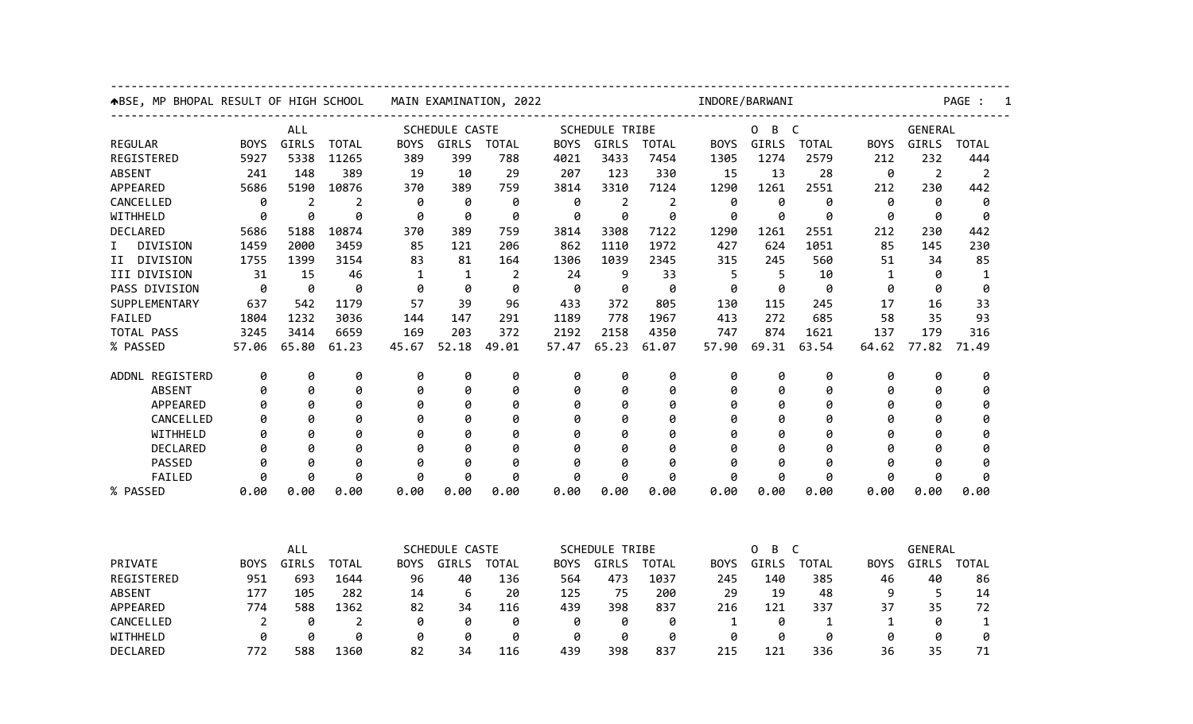BSE, MP BHOPAL RESULT OF HIGH SCHOOL MAIN EXAMINATION, 2022 INDORE/BARWANI

| | ALL | | | SCHEDULE CASTE | | | SCHEDULE TRIBE | | | O B C | | | GENERAL | | |
|---|---|---|---|---|---|---|---|---|---|---|---|---|---|---|---|
| REGULAR | BOYS | GIRLS | TOTAL | BOYS | GIRLS | TOTAL | BOYS | GIRLS | TOTAL | BOYS | GIRLS | TOTAL | BOYS | GIRLS | TOTAL |
| REGISTERED | 5927 | 5338 | 11265 | 389 | 399 | 788 | 4021 | 3433 | 7454 | 1305 | 1274 | 2579 | 212 | 232 | 444 |
| ABSENT | 241 | 148 | 389 | 19 | 10 | 29 | 207 | 123 | 330 | 15 | 13 | 28 | 0 | 2 | 2 |
| APPEARED | 5686 | 5190 | 10876 | 370 | 389 | 759 | 3814 | 3310 | 7124 | 1290 | 1261 | 2551 | 212 | 230 | 442 |
| CANCELLED | 0 | 2 | 2 | 0 | 0 | 0 | 0 | 2 | 2 | 0 | 0 | 0 | 0 | 0 | 0 |
| WITHHELD | 0 | 0 | 0 | 0 | 0 | 0 | 0 | 0 | 0 | 0 | 0 | 0 | 0 | 0 | 0 |
| DECLARED | 5686 | 5188 | 10874 | 370 | 389 | 759 | 3814 | 3308 | 7122 | 1290 | 1261 | 2551 | 212 | 230 | 442 |
| I DIVISION | 1459 | 2000 | 3459 | 85 | 121 | 206 | 862 | 1110 | 1972 | 427 | 624 | 1051 | 85 | 145 | 230 |
| II DIVISION | 1755 | 1399 | 3154 | 83 | 81 | 164 | 1306 | 1039 | 2345 | 315 | 245 | 560 | 51 | 34 | 85 |
| III DIVISION | 31 | 15 | 46 | 1 | 1 | 2 | 24 | 9 | 33 | 5 | 5 | 10 | 1 | 0 | 1 |
| PASS DIVISION | 0 | 0 | 0 | 0 | 0 | 0 | 0 | 0 | 0 | 0 | 0 | 0 | 0 | 0 | 0 |
| SUPPLEMENTARY | 637 | 542 | 1179 | 57 | 39 | 96 | 433 | 372 | 805 | 130 | 115 | 245 | 17 | 16 | 33 |
| FAILED | 1804 | 1232 | 3036 | 144 | 147 | 291 | 1189 | 778 | 1967 | 413 | 272 | 685 | 58 | 35 | 93 |
| TOTAL PASS | 3245 | 3414 | 6659 | 169 | 203 | 372 | 2192 | 2158 | 4350 | 747 | 874 | 1621 | 137 | 179 | 316 |
| % PASSED | 57.06 | 65.80 | 61.23 | 45.67 | 52.18 | 49.01 | 57.47 | 65.23 | 61.07 | 57.90 | 69.31 | 63.54 | 64.62 | 77.82 | 71.49 |
| ADDNL REGISTERD | 0 | 0 | 0 | 0 | 0 | 0 | 0 | 0 | 0 | 0 | 0 | 0 | 0 | 0 | 0 |
| ABSENT | 0 | 0 | 0 | 0 | 0 | 0 | 0 | 0 | 0 | 0 | 0 | 0 | 0 | 0 | 0 |
| APPEARED | 0 | 0 | 0 | 0 | 0 | 0 | 0 | 0 | 0 | 0 | 0 | 0 | 0 | 0 | 0 |
| CANCELLED | 0 | 0 | 0 | 0 | 0 | 0 | 0 | 0 | 0 | 0 | 0 | 0 | 0 | 0 | 0 |
| WITHHELD | 0 | 0 | 0 | 0 | 0 | 0 | 0 | 0 | 0 | 0 | 0 | 0 | 0 | 0 | 0 |
| DECLARED | 0 | 0 | 0 | 0 | 0 | 0 | 0 | 0 | 0 | 0 | 0 | 0 | 0 | 0 | 0 |
| PASSED | 0 | 0 | 0 | 0 | 0 | 0 | 0 | 0 | 0 | 0 | 0 | 0 | 0 | 0 | 0 |
| FAILED | 0 | 0 | 0 | 0 | 0 | 0 | 0 | 0 | 0 | 0 | 0 | 0 | 0 | 0 | 0 |
| % PASSED | 0.00 | 0.00 | 0.00 | 0.00 | 0.00 | 0.00 | 0.00 | 0.00 | 0.00 | 0.00 | 0.00 | 0.00 | 0.00 | 0.00 | 0.00 |

| | ALL | | | SCHEDULE CASTE | | | SCHEDULE TRIBE | | | O B C | | | GENERAL | | |
|---|---|---|---|---|---|---|---|---|---|---|---|---|---|---|---|
| PRIVATE | BOYS | GIRLS | TOTAL | BOYS | GIRLS | TOTAL | BOYS | GIRLS | TOTAL | BOYS | GIRLS | TOTAL | BOYS | GIRLS | TOTAL |
| REGISTERED | 951 | 693 | 1644 | 96 | 40 | 136 | 564 | 473 | 1037 | 245 | 140 | 385 | 46 | 40 | 86 |
| ABSENT | 177 | 105 | 282 | 14 | 6 | 20 | 125 | 75 | 200 | 29 | 19 | 48 | 9 | 5 | 14 |
| APPEARED | 774 | 588 | 1362 | 82 | 34 | 116 | 439 | 398 | 837 | 216 | 121 | 337 | 37 | 35 | 72 |
| CANCELLED | 2 | 0 | 2 | 0 | 0 | 0 | 0 | 0 | 0 | 1 | 0 | 1 | 1 | 0 | 1 |
| WITHHELD | 0 | 0 | 0 | 0 | 0 | 0 | 0 | 0 | 0 | 0 | 0 | 0 | 0 | 0 | 0 |
| DECLARED | 772 | 588 | 1360 | 82 | 34 | 116 | 439 | 398 | 837 | 215 | 121 | 336 | 36 | 35 | 71 |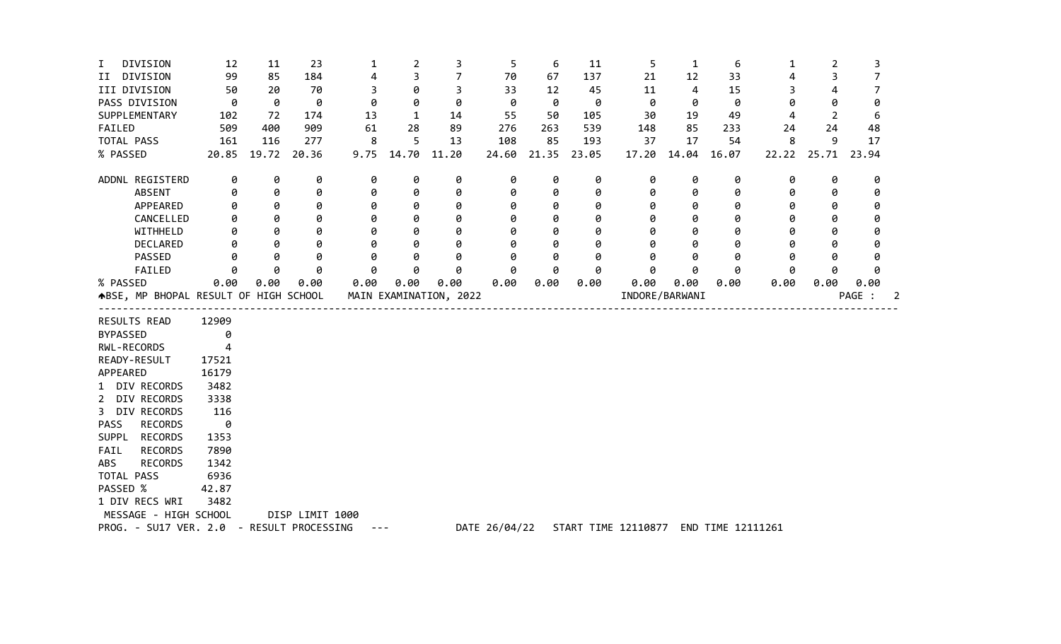| | | | | | | | | | | | | | | | |
|---|---|---|---|---|---|---|---|---|---|---|---|---|---|---|---|
| I DIVISION | 12 | 11 | 23 | 1 | 2 | 3 | 5 | 6 | 11 | 5 | 1 | 6 | 1 | 2 | 3 |
| II DIVISION | 99 | 85 | 184 | 4 | 3 | 7 | 70 | 67 | 137 | 21 | 12 | 33 | 4 | 3 | 7 |
| III DIVISION | 50 | 20 | 70 | 3 | 0 | 3 | 33 | 12 | 45 | 11 | 4 | 15 | 3 | 4 | 7 |
| PASS DIVISION | 0 | 0 | 0 | 0 | 0 | 0 | 0 | 0 | 0 | 0 | 0 | 0 | 0 | 0 | 0 |
| SUPPLEMENTARY | 102 | 72 | 174 | 13 | 1 | 14 | 55 | 50 | 105 | 30 | 19 | 49 | 4 | 2 | 6 |
| FAILED | 509 | 400 | 909 | 61 | 28 | 89 | 276 | 263 | 539 | 148 | 85 | 233 | 24 | 24 | 48 |
| TOTAL PASS | 161 | 116 | 277 | 8 | 5 | 13 | 108 | 85 | 193 | 37 | 17 | 54 | 8 | 9 | 17 |
| % PASSED | 20.85 | 19.72 | 20.36 | 9.75 | 14.70 | 11.20 | 24.60 | 21.35 | 23.05 | 17.20 | 14.04 | 16.07 | 22.22 | 25.71 | 23.94 |
| ADDNL REGISTERD | 0 | 0 | 0 | 0 | 0 | 0 | 0 | 0 | 0 | 0 | 0 | 0 | 0 | 0 | 0 |
| ABSENT | 0 | 0 | 0 | 0 | 0 | 0 | 0 | 0 | 0 | 0 | 0 | 0 | 0 | 0 | 0 |
| APPEARED | 0 | 0 | 0 | 0 | 0 | 0 | 0 | 0 | 0 | 0 | 0 | 0 | 0 | 0 | 0 |
| CANCELLED | 0 | 0 | 0 | 0 | 0 | 0 | 0 | 0 | 0 | 0 | 0 | 0 | 0 | 0 | 0 |
| WITHHELD | 0 | 0 | 0 | 0 | 0 | 0 | 0 | 0 | 0 | 0 | 0 | 0 | 0 | 0 | 0 |
| DECLARED | 0 | 0 | 0 | 0 | 0 | 0 | 0 | 0 | 0 | 0 | 0 | 0 | 0 | 0 | 0 |
| PASSED | 0 | 0 | 0 | 0 | 0 | 0 | 0 | 0 | 0 | 0 | 0 | 0 | 0 | 0 | 0 |
| FAILED | 0 | 0 | 0 | 0 | 0 | 0 | 0 | 0 | 0 | 0 | 0 | 0 | 0 | 0 | 0 |
| % PASSED | 0.00 | 0.00 | 0.00 | 0.00 | 0.00 | 0.00 | 0.00 | 0.00 | 0.00 | 0.00 | 0.00 | 0.00 | 0.00 | 0.00 | 0.00 |

BSE, MP BHOPAL RESULT OF HIGH SCHOOL MAIN EXAMINATION, 2022 INDORE/BARWANI

| | |
|---|---|
| RESULTS READ | 12909 |
| BYPASSED | 0 |
| RWL-RECORDS | 4 |
| READY-RESULT | 17521 |
| APPEARED | 16179 |
| 1 DIV RECORDS | 3482 |
| 2 DIV RECORDS | 3338 |
| 3 DIV RECORDS | 116 |
| PASS RECORDS | 0 |
| SUPPL RECORDS | 1353 |
| FAIL RECORDS | 7890 |
| ABS RECORDS | 1342 |
| TOTAL PASS | 6936 |
| PASSED % | 42.87 |
| 1 DIV RECS WRI | 3482 |

MESSAGE - HIGH SCHOOL DISP LIMIT 1000

PROG. - SU17 VER. 2.0 - RESULT PROCESSING --- DATE 26/04/22 START TIME 12110877 END TIME 12111261